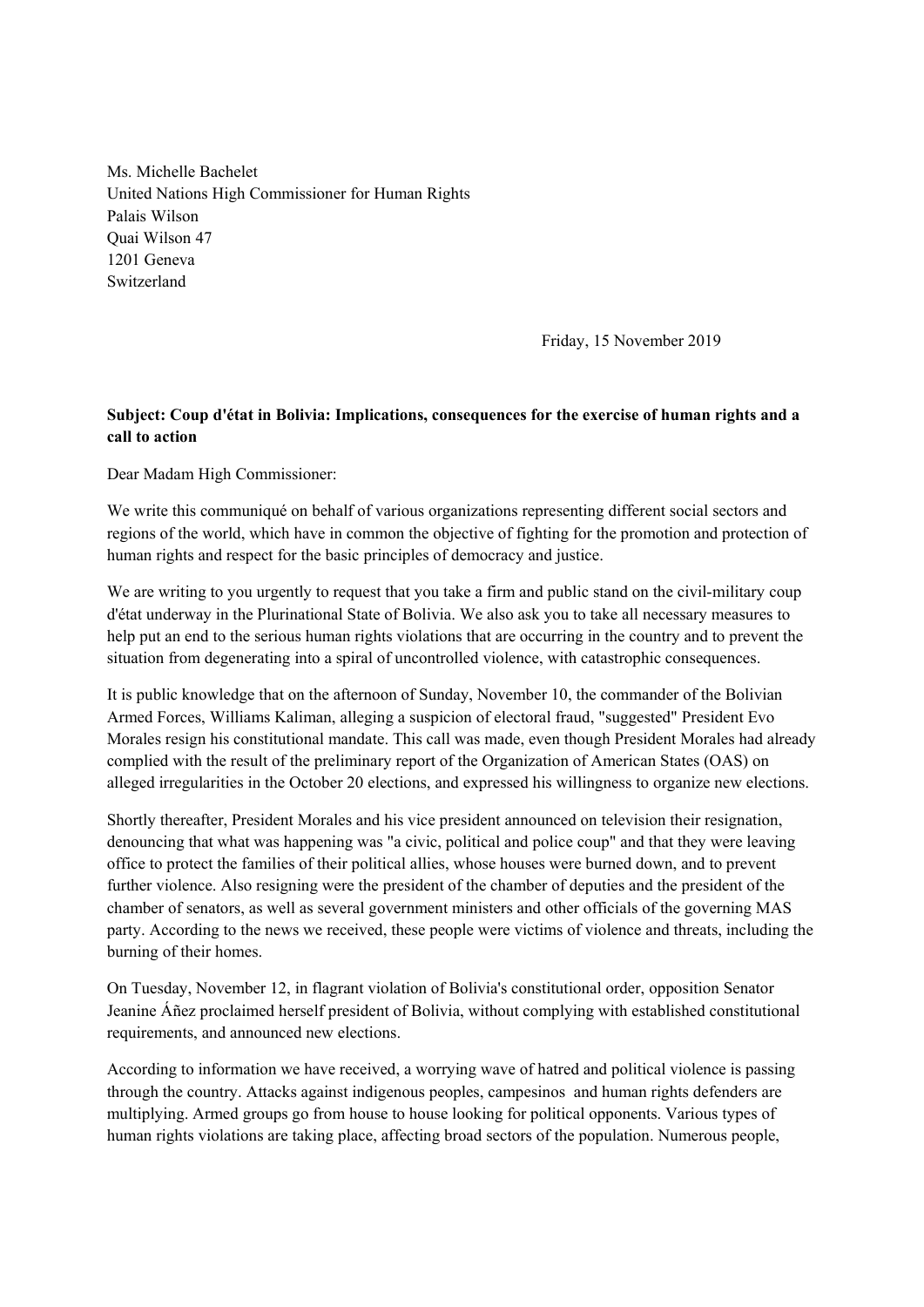Ms. Michelle Bachelet
United Nations High Commissioner for Human Rights
Palais Wilson
Quai Wilson 47
1201 Geneva
Switzerland

Friday, 15 November 2019

**Subject: Coup d'état in Bolivia: Implications, consequences for the exercise of human rights and a call to action**

Dear Madam High Commissioner:

We write this communiqué on behalf of various organizations representing different social sectors and regions of the world, which have in common the objective of fighting for the promotion and protection of human rights and respect for the basic principles of democracy and justice.

We are writing to you urgently to request that you take a firm and public stand on the civil-military coup d'état underway in the Plurinational State of Bolivia. We also ask you to take all necessary measures to help put an end to the serious human rights violations that are occurring in the country and to prevent the situation from degenerating into a spiral of uncontrolled violence, with catastrophic consequences.

It is public knowledge that on the afternoon of Sunday, November 10, the commander of the Bolivian Armed Forces, Williams Kaliman, alleging a suspicion of electoral fraud, "suggested" President Evo Morales resign his constitutional mandate. This call was made, even though President Morales had already complied with the result of the preliminary report of the Organization of American States (OAS) on alleged irregularities in the October 20 elections, and expressed his willingness to organize new elections.

Shortly thereafter, President Morales and his vice president announced on television their resignation, denouncing that what was happening was "a civic, political and police coup" and that they were leaving office to protect the families of their political allies, whose houses were burned down, and to prevent further violence. Also resigning were the president of the chamber of deputies and the president of the chamber of senators, as well as several government ministers and other officials of the governing MAS party. According to the news we received, these people were victims of violence and threats, including the burning of their homes.

On Tuesday, November 12, in flagrant violation of Bolivia's constitutional order, opposition Senator Jeanine Áñez proclaimed herself president of Bolivia, without complying with established constitutional requirements, and announced new elections.

According to information we have received, a worrying wave of hatred and political violence is passing through the country. Attacks against indigenous peoples, campesinos and human rights defenders are multiplying. Armed groups go from house to house looking for political opponents. Various types of human rights violations are taking place, affecting broad sectors of the population. Numerous people,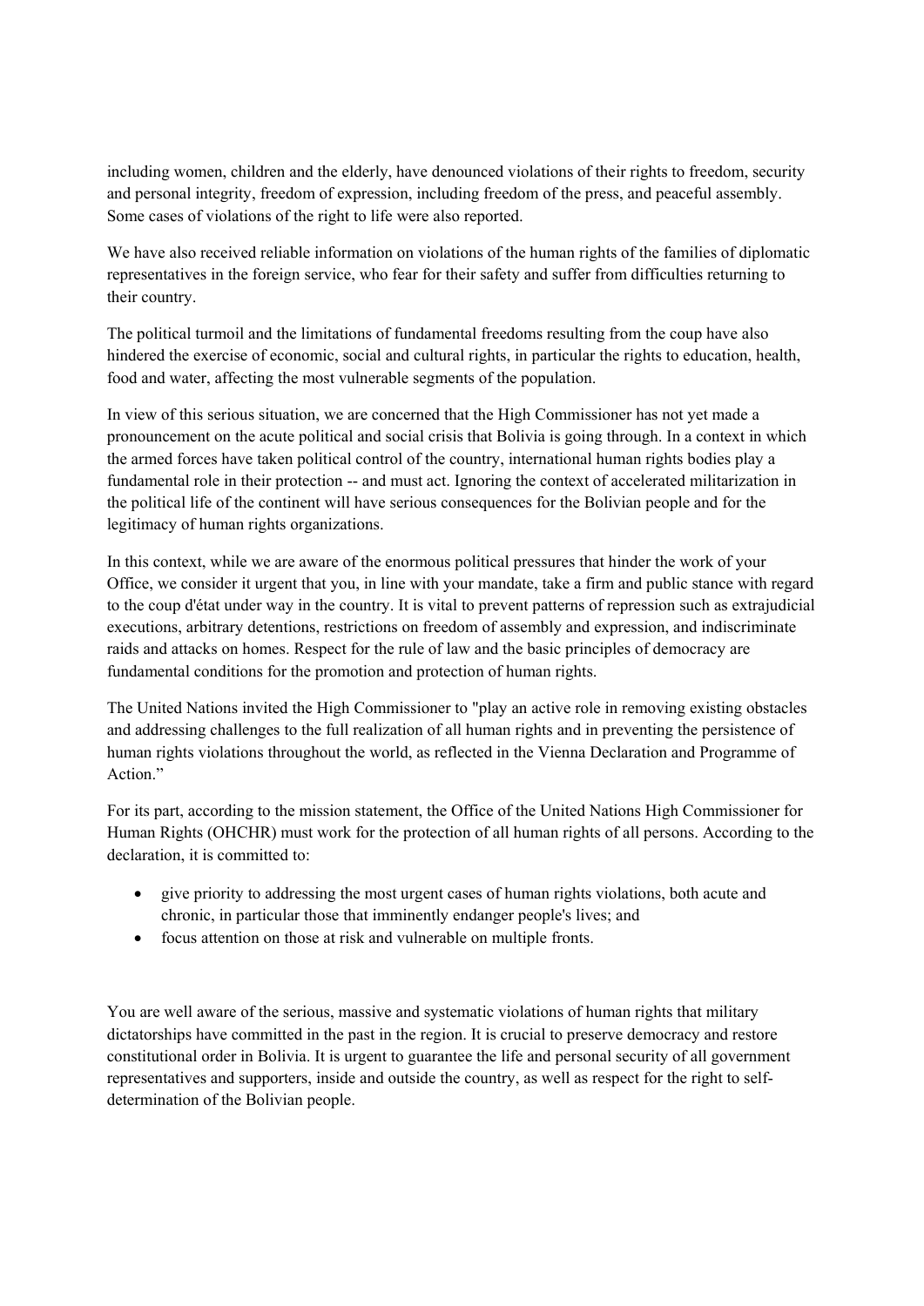including women, children and the elderly, have denounced violations of their rights to freedom, security and personal integrity, freedom of expression, including freedom of the press, and peaceful assembly. Some cases of violations of the right to life were also reported.

We have also received reliable information on violations of the human rights of the families of diplomatic representatives in the foreign service, who fear for their safety and suffer from difficulties returning to their country.

The political turmoil and the limitations of fundamental freedoms resulting from the coup have also hindered the exercise of economic, social and cultural rights, in particular the rights to education, health, food and water, affecting the most vulnerable segments of the population.

In view of this serious situation, we are concerned that the High Commissioner has not yet made a pronouncement on the acute political and social crisis that Bolivia is going through. In a context in which the armed forces have taken political control of the country, international human rights bodies play a fundamental role in their protection -- and must act. Ignoring the context of accelerated militarization in the political life of the continent will have serious consequences for the Bolivian people and for the legitimacy of human rights organizations.

In this context, while we are aware of the enormous political pressures that hinder the work of your Office, we consider it urgent that you, in line with your mandate, take a firm and public stance with regard to the coup d'état under way in the country. It is vital to prevent patterns of repression such as extrajudicial executions, arbitrary detentions, restrictions on freedom of assembly and expression, and indiscriminate raids and attacks on homes. Respect for the rule of law and the basic principles of democracy are fundamental conditions for the promotion and protection of human rights.

The United Nations invited the High Commissioner to "play an active role in removing existing obstacles and addressing challenges to the full realization of all human rights and in preventing the persistence of human rights violations throughout the world, as reflected in the Vienna Declaration and Programme of Action."

For its part, according to the mission statement, the Office of the United Nations High Commissioner for Human Rights (OHCHR) must work for the protection of all human rights of all persons. According to the declaration, it is committed to:

- give priority to addressing the most urgent cases of human rights violations, both acute and chronic, in particular those that imminently endanger people's lives; and
- focus attention on those at risk and vulnerable on multiple fronts.

You are well aware of the serious, massive and systematic violations of human rights that military dictatorships have committed in the past in the region. It is crucial to preserve democracy and restore constitutional order in Bolivia. It is urgent to guarantee the life and personal security of all government representatives and supporters, inside and outside the country, as well as respect for the right to self-determination of the Bolivian people.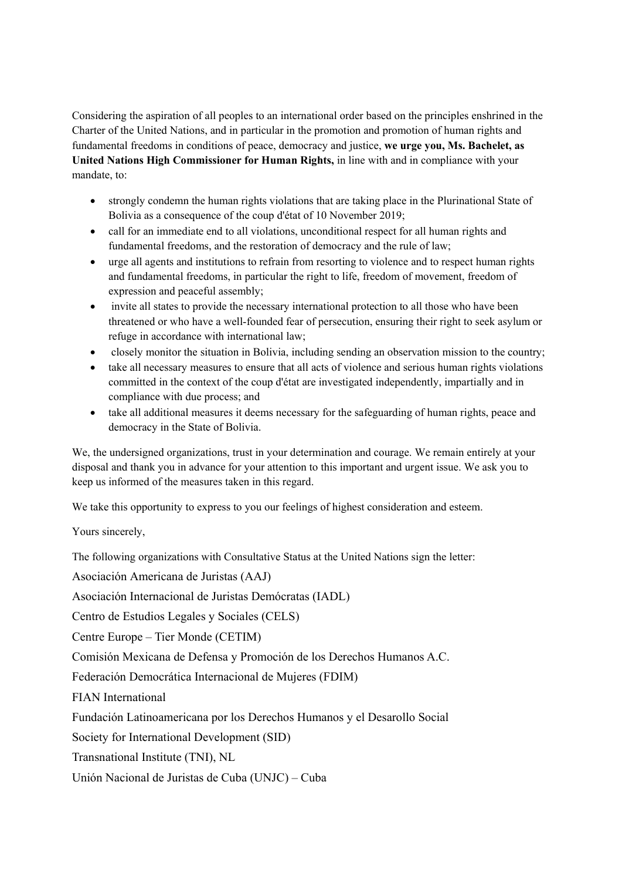Considering the aspiration of all peoples to an international order based on the principles enshrined in the Charter of the United Nations, and in particular in the promotion and promotion of human rights and fundamental freedoms in conditions of peace, democracy and justice, **we urge you, Ms. Bachelet, as United Nations High Commissioner for Human Rights,** in line with and in compliance with your mandate, to:

- strongly condemn the human rights violations that are taking place in the Plurinational State of Bolivia as a consequence of the coup d'état of 10 November 2019;
- call for an immediate end to all violations, unconditional respect for all human rights and fundamental freedoms, and the restoration of democracy and the rule of law;
- urge all agents and institutions to refrain from resorting to violence and to respect human rights and fundamental freedoms, in particular the right to life, freedom of movement, freedom of expression and peaceful assembly;
- invite all states to provide the necessary international protection to all those who have been threatened or who have a well-founded fear of persecution, ensuring their right to seek asylum or refuge in accordance with international law;
- closely monitor the situation in Bolivia, including sending an observation mission to the country;
- take all necessary measures to ensure that all acts of violence and serious human rights violations committed in the context of the coup d'état are investigated independently, impartially and in compliance with due process; and
- take all additional measures it deems necessary for the safeguarding of human rights, peace and democracy in the State of Bolivia.

We, the undersigned organizations, trust in your determination and courage. We remain entirely at your disposal and thank you in advance for your attention to this important and urgent issue. We ask you to keep us informed of the measures taken in this regard.

We take this opportunity to express to you our feelings of highest consideration and esteem.

Yours sincerely,

The following organizations with Consultative Status at the United Nations sign the letter:

Asociación Americana de Juristas (AAJ)

Asociación Internacional de Juristas Demócratas (IADL)

Centro de Estudios Legales y Sociales (CELS)

Centre Europe – Tier Monde (CETIM)

Comisión Mexicana de Defensa y Promoción de los Derechos Humanos A.C.

Federación Democrática Internacional de Mujeres (FDIM)

FIAN International

Fundación Latinoamericana por los Derechos Humanos y el Desarollo Social

Society for International Development (SID)

Transnational Institute (TNI), NL

Unión Nacional de Juristas de Cuba (UNJC) – Cuba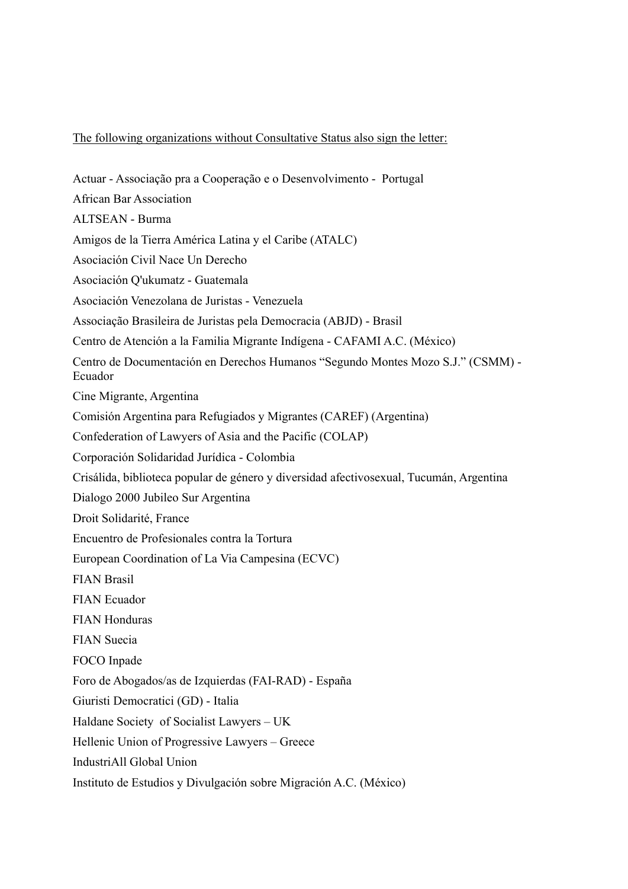<u>The following organizations without Consultative Status also sign the letter:</u>

Actuar - Associação pra a Cooperação e o Desenvolvimento - Portugal

African Bar Association

ALTSEAN - Burma

Amigos de la Tierra América Latina y el Caribe (ATALC)

Asociación Civil Nace Un Derecho

Asociación Q'ukumatz - Guatemala

Asociación Venezolana de Juristas - Venezuela

Associação Brasileira de Juristas pela Democracia (ABJD) - Brasil

Centro de Atención a la Familia Migrante Indígena - CAFAMI A.C. (México)

Centro de Documentación en Derechos Humanos "Segundo Montes Mozo S.J." (CSMM) - Ecuador

Cine Migrante, Argentina

Comisión Argentina para Refugiados y Migrantes (CAREF) (Argentina)

Confederation of Lawyers of Asia and the Pacific (COLAP)

Corporación Solidaridad Jurídica - Colombia

Crisálida, biblioteca popular de género y diversidad afectivosexual, Tucumán, Argentina

Dialogo 2000 Jubileo Sur Argentina

Droit Solidarité, France

Encuentro de Profesionales contra la Tortura

European Coordination of La Via Campesina (ECVC)

FIAN Brasil

FIAN Ecuador

FIAN Honduras

FIAN Suecia

FOCO Inpade

Foro de Abogados/as de Izquierdas (FAI-RAD) - España

Giuristi Democratici (GD) - Italia

Haldane Society of Socialist Lawyers – UK

Hellenic Union of Progressive Lawyers – Greece

IndustriAll Global Union

Instituto de Estudios y Divulgación sobre Migración A.C. (México)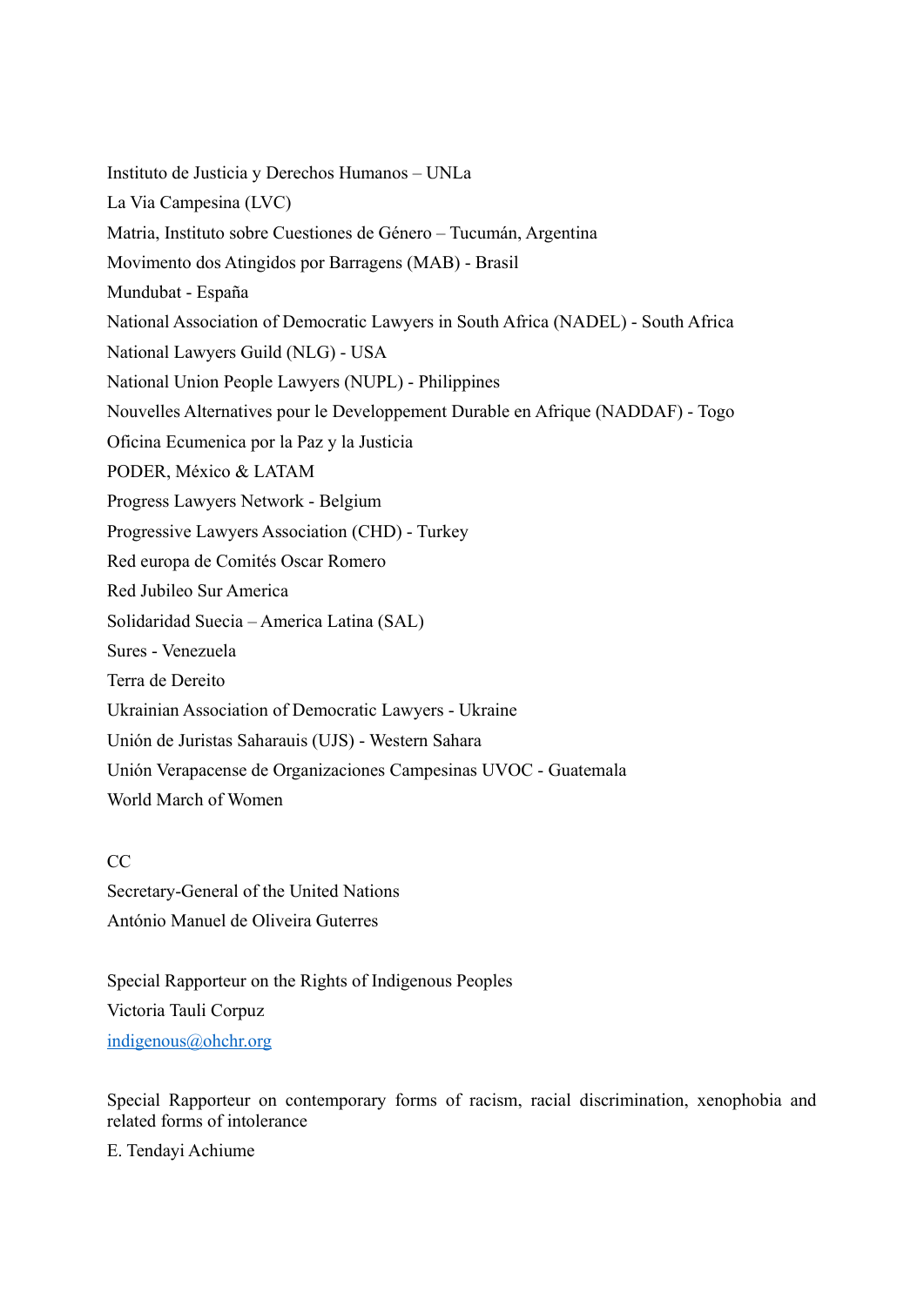Instituto de Justicia y Derechos Humanos – UNLa

La Via Campesina (LVC)

Matria, Instituto sobre Cuestiones de Género – Tucumán, Argentina

Movimento dos Atingidos por Barragens (MAB) - Brasil

Mundubat - España

National Association of Democratic Lawyers in South Africa (NADEL) - South Africa

National Lawyers Guild (NLG) - USA

National Union People Lawyers (NUPL) - Philippines

Nouvelles Alternatives pour le Developpement Durable en Afrique (NADDAF) - Togo

Oficina Ecumenica por la Paz y la Justicia

PODER, México & LATAM

Progress Lawyers Network - Belgium

Progressive Lawyers Association (CHD) - Turkey

Red europa de Comités Oscar Romero

Red Jubileo Sur America

Solidaridad Suecia – America Latina (SAL)

Sures - Venezuela

Terra de Dereito

Ukrainian Association of Democratic Lawyers - Ukraine

Unión de Juristas Saharauis (UJS) - Western Sahara

Unión Verapacense de Organizaciones Campesinas UVOC - Guatemala

World March of Women

CC

Secretary-General of the United Nations

António Manuel de Oliveira Guterres

Special Rapporteur on the Rights of Indigenous Peoples

Victoria Tauli Corpuz

indigenous@ohchr.org

Special Rapporteur on contemporary forms of racism, racial discrimination, xenophobia and related forms of intolerance

E. Tendayi Achiume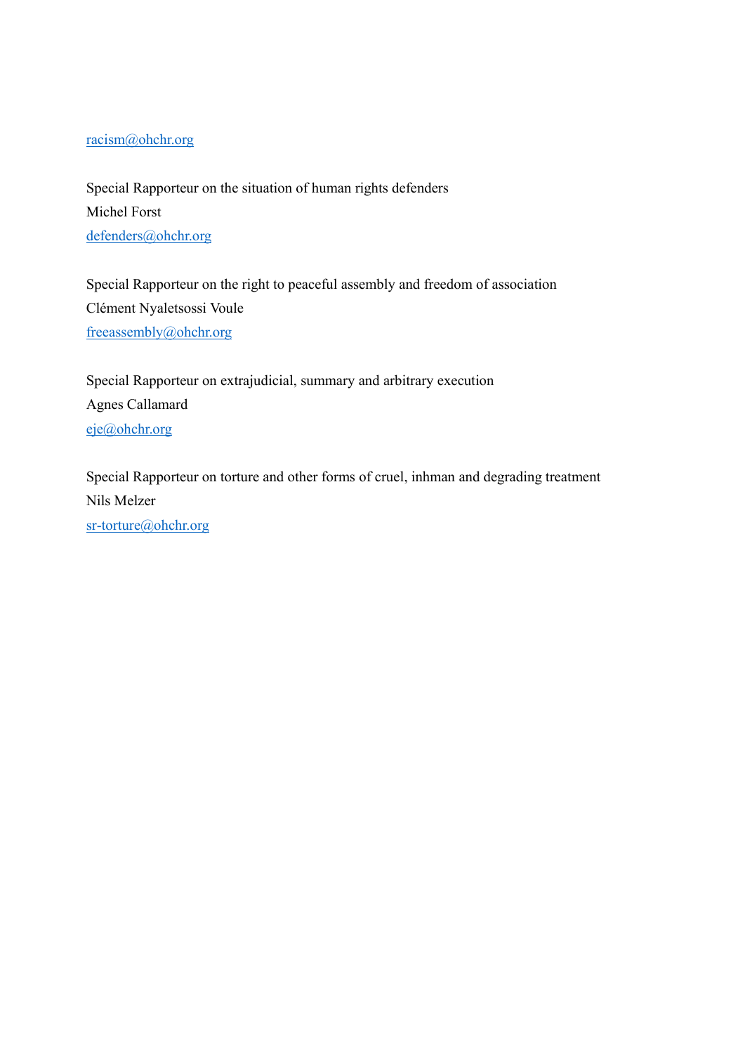racism@ohchr.org

Special Rapporteur on the situation of human rights defenders
Michel Forst
defenders@ohchr.org

Special Rapporteur on the right to peaceful assembly and freedom of association
Clément Nyaletsossi Voule
freeassembly@ohchr.org

Special Rapporteur on extrajudicial, summary and arbitrary execution
Agnes Callamard
eje@ohchr.org

Special Rapporteur on torture and other forms of cruel, inhman and degrading treatment
Nils Melzer
sr-torture@ohchr.org